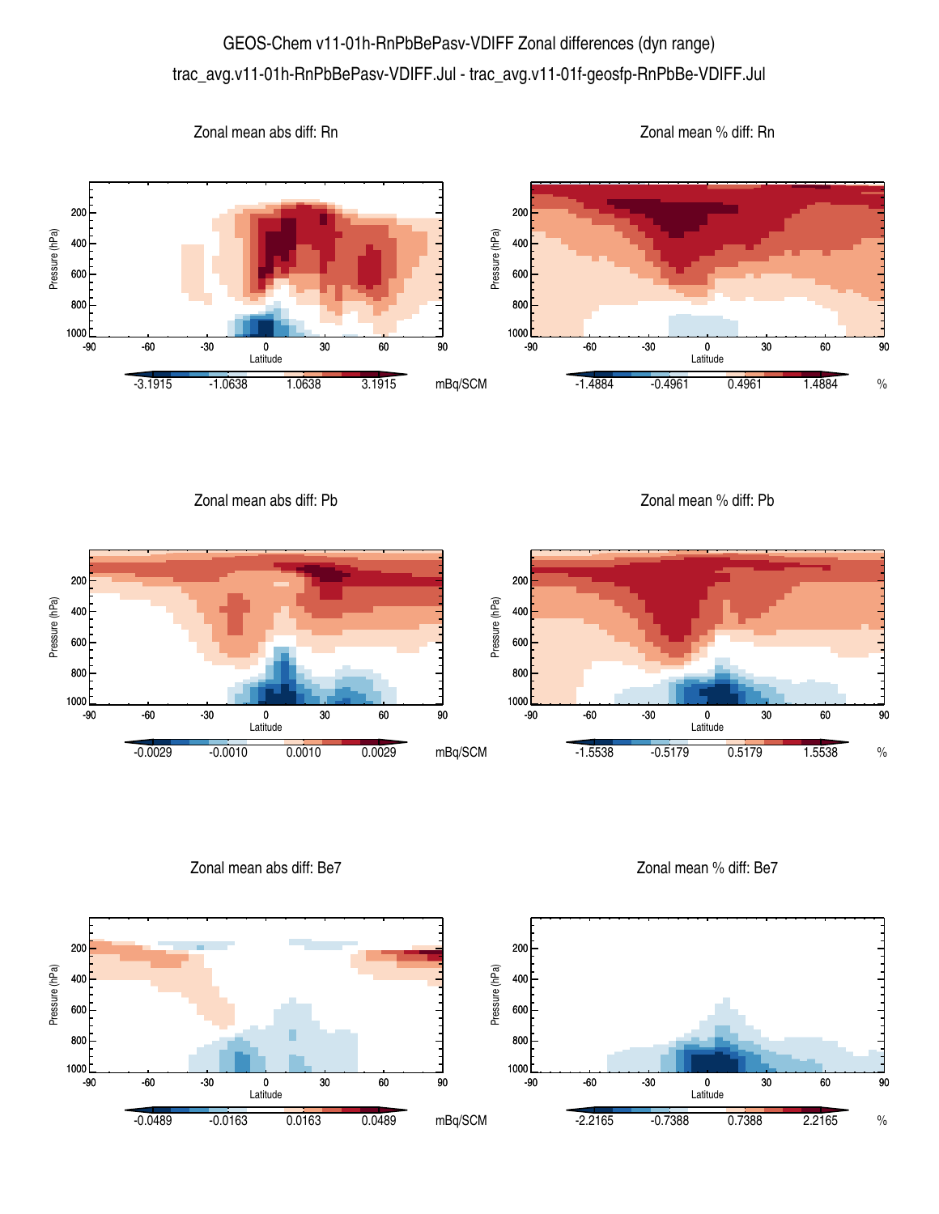# GEOS-Chem v11-01h-RnPbBePasv-VDIFF Zonal differences (dyn range)

trac_avg.v11-01h-RnPbBePasv-VDIFF.Jul - trac_avg.v11-01f-geosfp-RnPbBe-VDIFF.Jul

## Zonal mean abs diff: Rn

Pressure (hPa): 200, 400, 600, 800, 1000

Latitude: -90, -60, -30, 0, 30, 60, 90

Colorbar: -3.1915, -1.0638, 1.0638, 3.1915 mBq/SCM

## Zonal mean % diff: Rn

Pressure (hPa): 200, 400, 600, 800, 1000

Latitude: -90, -60, -30, 0, 30, 60, 90

Colorbar: -1.4884, -0.4961, 0.4961, 1.4884 %

## Zonal mean abs diff: Pb

Pressure (hPa): 200, 400, 600, 800, 1000

Latitude: -90, -60, -30, 0, 30, 60, 90

Colorbar: -0.0029, -0.0010, 0.0010, 0.0029 mBq/SCM

## Zonal mean % diff: Pb

Pressure (hPa): 200, 400, 600, 800, 1000

Latitude: -90, -60, -30, 0, 30, 60, 90

Colorbar: -1.5538, -0.5179, 0.5179, 1.5538 %

## Zonal mean abs diff: Be7

Pressure (hPa): 200, 400, 600, 800, 1000

Latitude: -90, -60, -30, 0, 30, 60, 90

Colorbar: -0.0489, -0.0163, 0.0163, 0.0489 mBq/SCM

## Zonal mean % diff: Be7

Pressure (hPa): 200, 400, 600, 800, 1000

Latitude: -90, -60, -30, 0, 30, 60, 90

Colorbar: -2.2165, -0.7388, 0.7388, 2.2165 %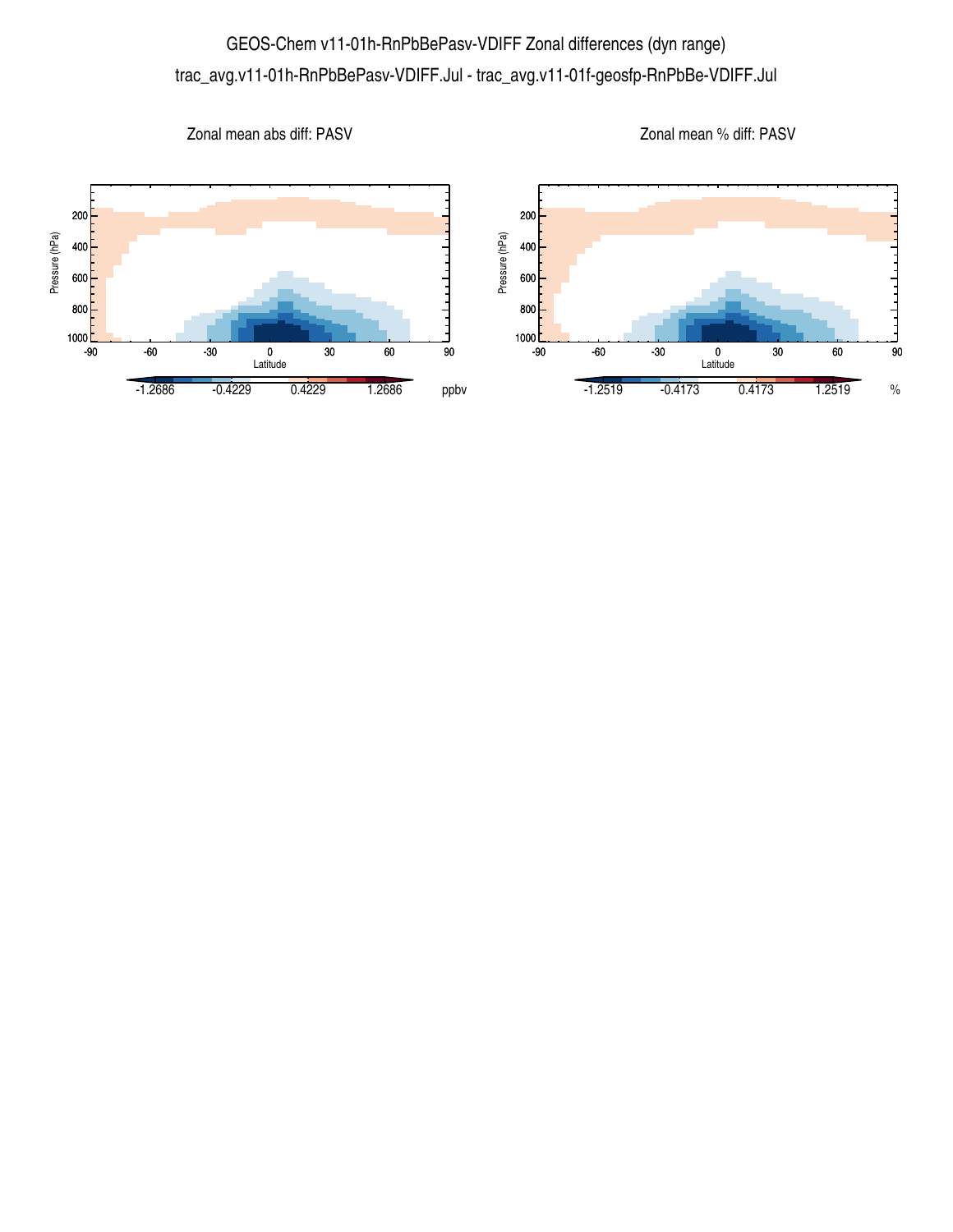GEOS-Chem v11-01h-RnPbBePasv-VDIFF Zonal differences (dyn range)

trac_avg.v11-01h-RnPbBePasv-VDIFF.Jul - trac_avg.v11-01f-geosfp-RnPbBe-VDIFF.Jul

Zonal mean abs diff: PASV

Pressure (hPa)
200
400
600
800
1000
-90 -60 -30 0 30 60 90
Latitude

-1.2686 -0.4229 0.4229 1.2686 ppbv

Zonal mean % diff: PASV

Pressure (hPa)
200
400
600
800
1000
-90 -60 -30 0 30 60 90
Latitude

-1.2519 -0.4173 0.4173 1.2519 %